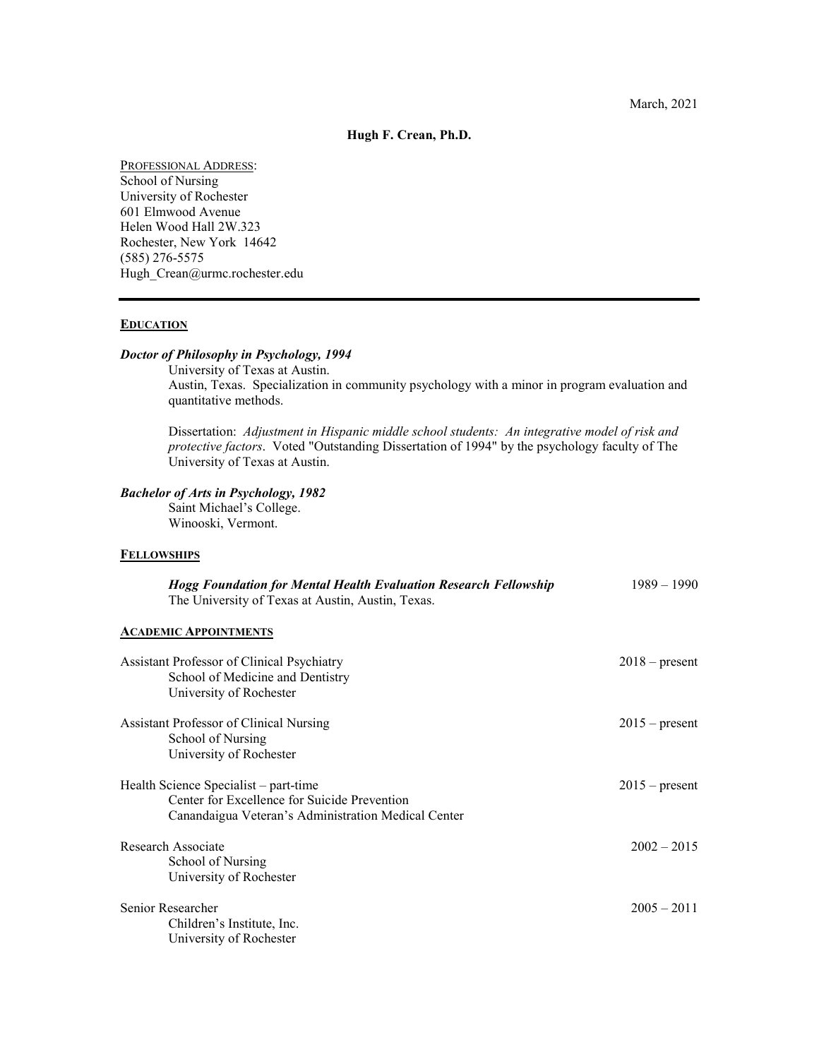March, 2021

# Hugh F. Crean, Ph.D.

PROFESSIONAL ADDRESS:
School of Nursing
University of Rochester
601 Elmwood Avenue
Helen Wood Hall 2W.323
Rochester, New York 14642
(585) 276-5575
Hugh_Crean@urmc.rochester.edu

---

## EDUCATION

***Doctor of Philosophy in Psychology, 1994***
University of Texas at Austin.
Austin, Texas. Specialization in community psychology with a minor in program evaluation and quantitative methods.

Dissertation: *Adjustment in Hispanic middle school students: An integrative model of risk and protective factors*. Voted "Outstanding Dissertation of 1994" by the psychology faculty of The University of Texas at Austin.

***Bachelor of Arts in Psychology, 1982***
Saint Michael's College.
Winooski, Vermont.

## FELLOWSHIPS

***Hogg Foundation for Mental Health Evaluation Research Fellowship*** 1989 – 1990
The University of Texas at Austin, Austin, Texas.

## ACADEMIC APPOINTMENTS

Assistant Professor of Clinical Psychiatry 2018 – present
School of Medicine and Dentistry
University of Rochester

Assistant Professor of Clinical Nursing 2015 – present
School of Nursing
University of Rochester

Health Science Specialist – part-time 2015 – present
Center for Excellence for Suicide Prevention
Canandaigua Veteran's Administration Medical Center

Research Associate 2002 – 2015
School of Nursing
University of Rochester

Senior Researcher 2005 – 2011
Children's Institute, Inc.
University of Rochester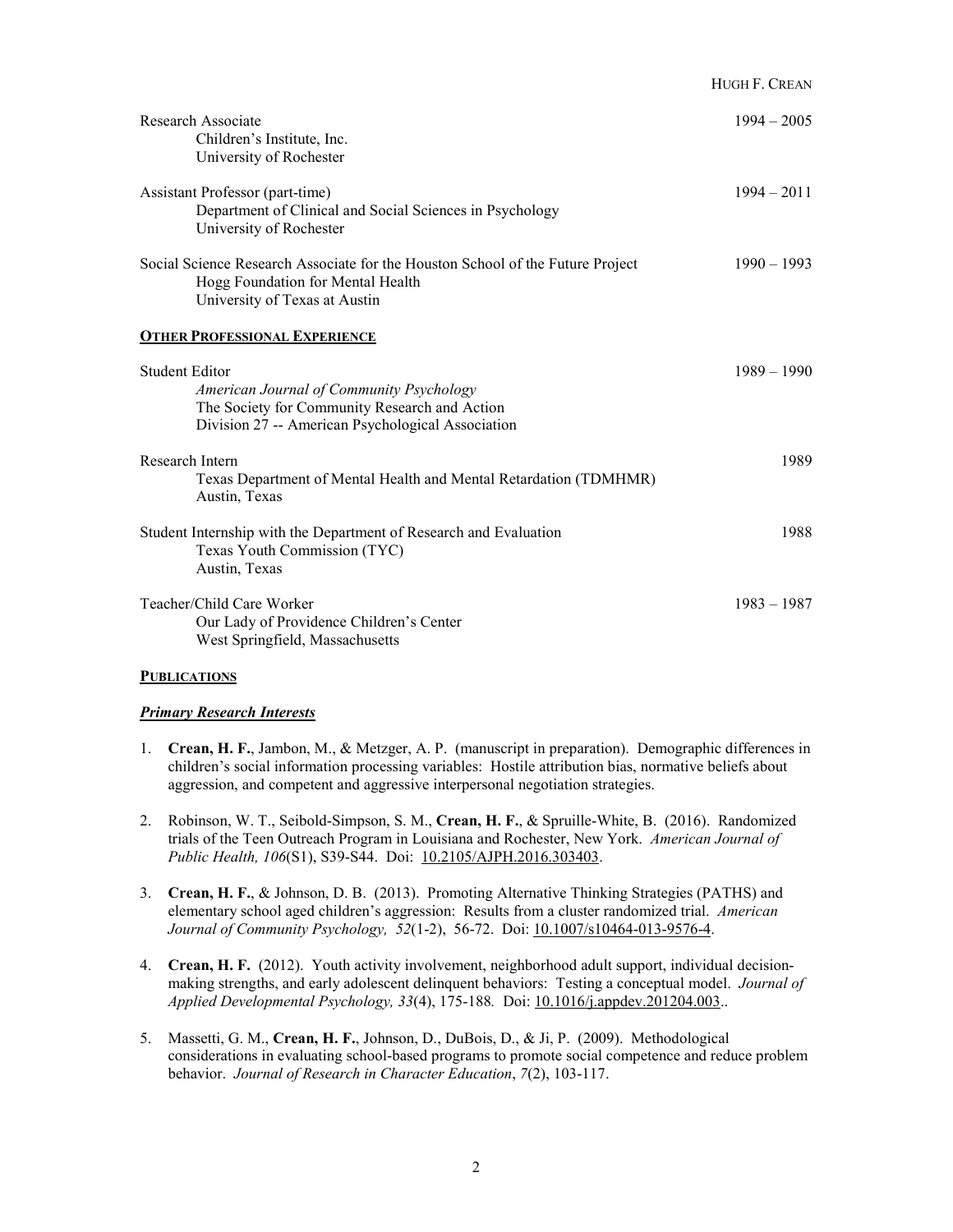Research Associate — 1994 – 2005
Children's Institute, Inc.
University of Rochester

Assistant Professor (part-time) — 1994 – 2011
Department of Clinical and Social Sciences in Psychology
University of Rochester

Social Science Research Associate for the Houston School of the Future Project — 1990 – 1993
Hogg Foundation for Mental Health
University of Texas at Austin

## OTHER PROFESSIONAL EXPERIENCE

Student Editor — 1989 – 1990
*American Journal of Community Psychology*
The Society for Community Research and Action
Division 27 -- American Psychological Association

Research Intern — 1989
Texas Department of Mental Health and Mental Retardation (TDMHMR)
Austin, Texas

Student Internship with the Department of Research and Evaluation — 1988
Texas Youth Commission (TYC)
Austin, Texas

Teacher/Child Care Worker — 1983 – 1987
Our Lady of Providence Children's Center
West Springfield, Massachusetts

## PUBLICATIONS

### *Primary Research Interests*

1. **Crean, H. F.**, Jambon, M., & Metzger, A. P. (manuscript in preparation). Demographic differences in children's social information processing variables: Hostile attribution bias, normative beliefs about aggression, and competent and aggressive interpersonal negotiation strategies.

2. Robinson, W. T., Seibold-Simpson, S. M., **Crean, H. F.**, & Spruille-White, B. (2016). Randomized trials of the Teen Outreach Program in Louisiana and Rochester, New York. *American Journal of Public Health, 106*(S1), S39-S44. Doi: 10.2105/AJPH.2016.303403.

3. **Crean, H. F.**, & Johnson, D. B. (2013). Promoting Alternative Thinking Strategies (PATHS) and elementary school aged children's aggression: Results from a cluster randomized trial. *American Journal of Community Psychology, 52*(1-2), 56-72. Doi: 10.1007/s10464-013-9576-4.

4. **Crean, H. F.** (2012). Youth activity involvement, neighborhood adult support, individual decision-making strengths, and early adolescent delinquent behaviors: Testing a conceptual model. *Journal of Applied Developmental Psychology, 33*(4), 175-188. Doi: 10.1016/j.appdev.201204.003..

5. Massetti, G. M., **Crean, H. F.**, Johnson, D., DuBois, D., & Ji, P. (2009). Methodological considerations in evaluating school-based programs to promote social competence and reduce problem behavior. *Journal of Research in Character Education*, *7*(2), 103-117.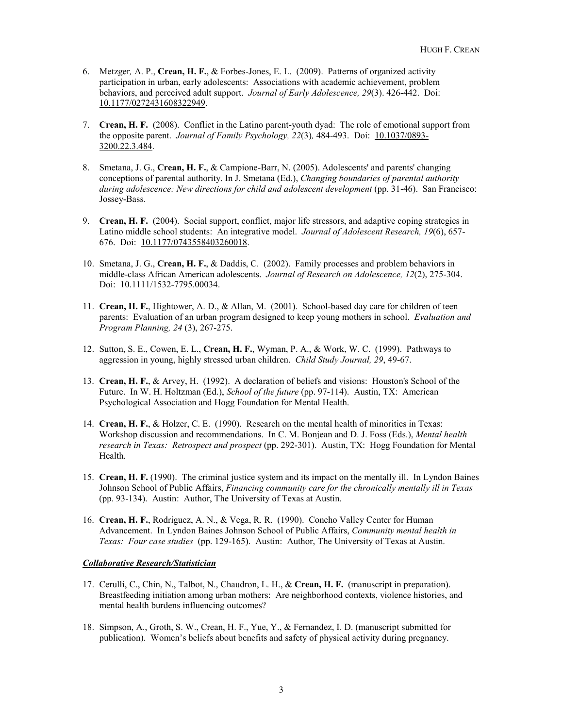6. Metzger*,* A. P., **Crean, H. F.**, & Forbes-Jones, E. L. (2009). Patterns of organized activity participation in urban, early adolescents: Associations with academic achievement, problem behaviors, and perceived adult support. *Journal of Early Adolescence, 29*(3). 426-442. Doi: 10.1177/0272431608322949.

7. **Crean, H. F.** (2008). Conflict in the Latino parent-youth dyad: The role of emotional support from the opposite parent. *Journal of Family Psychology, 22*(3)*,* 484-493. Doi: 10.1037/0893-3200.22.3.484.

8. Smetana, J. G., **Crean, H. F.**, & Campione-Barr, N. (2005). Adolescents' and parents' changing conceptions of parental authority. In J. Smetana (Ed.), *Changing boundaries of parental authority during adolescence: New directions for child and adolescent development* (pp. 31-46). San Francisco: Jossey-Bass.

9. **Crean, H. F.** (2004). Social support, conflict, major life stressors, and adaptive coping strategies in Latino middle school students: An integrative model. *Journal of Adolescent Research, 19*(6), 657-676. Doi: 10.1177/0743558403260018.

10. Smetana, J. G., **Crean, H. F.**, & Daddis, C. (2002). Family processes and problem behaviors in middle-class African American adolescents. *Journal of Research on Adolescence, 12*(2), 275-304. Doi: 10.1111/1532-7795.00034.

11. **Crean, H. F.**, Hightower, A. D., & Allan, M. (2001). School-based day care for children of teen parents: Evaluation of an urban program designed to keep young mothers in school. *Evaluation and Program Planning, 24* (3), 267-275.

12. Sutton, S. E., Cowen, E. L., **Crean, H. F.**, Wyman, P. A., & Work, W. C. (1999). Pathways to aggression in young, highly stressed urban children. *Child Study Journal, 29*, 49-67.

13. **Crean, H. F.**, & Arvey, H. (1992). A declaration of beliefs and visions: Houston's School of the Future. In W. H. Holtzman (Ed.), *School of the future* (pp. 97-114). Austin, TX: American Psychological Association and Hogg Foundation for Mental Health.

14. **Crean, H. F.**, & Holzer, C. E. (1990). Research on the mental health of minorities in Texas: Workshop discussion and recommendations. In C. M. Bonjean and D. J. Foss (Eds.), *Mental health research in Texas: Retrospect and prospect* (pp. 292-301). Austin, TX: Hogg Foundation for Mental Health.

15. **Crean, H. F.** (1990). The criminal justice system and its impact on the mentally ill. In Lyndon Baines Johnson School of Public Affairs, *Financing community care for the chronically mentally ill in Texas* (pp. 93-134). Austin: Author, The University of Texas at Austin.

16. **Crean, H. F.**, Rodriguez, A. N., & Vega, R. R. (1990). Concho Valley Center for Human Advancement. In Lyndon Baines Johnson School of Public Affairs, *Community mental health in Texas: Four case studies* (pp. 129-165). Austin: Author, The University of Texas at Austin.

***Collaborative Research/Statistician***

17. Cerulli, C., Chin, N., Talbot, N., Chaudron, L. H., & **Crean, H. F.** (manuscript in preparation). Breastfeeding initiation among urban mothers: Are neighborhood contexts, violence histories, and mental health burdens influencing outcomes?

18. Simpson, A., Groth, S. W., Crean, H. F., Yue, Y., & Fernandez, I. D. (manuscript submitted for publication). Women's beliefs about benefits and safety of physical activity during pregnancy.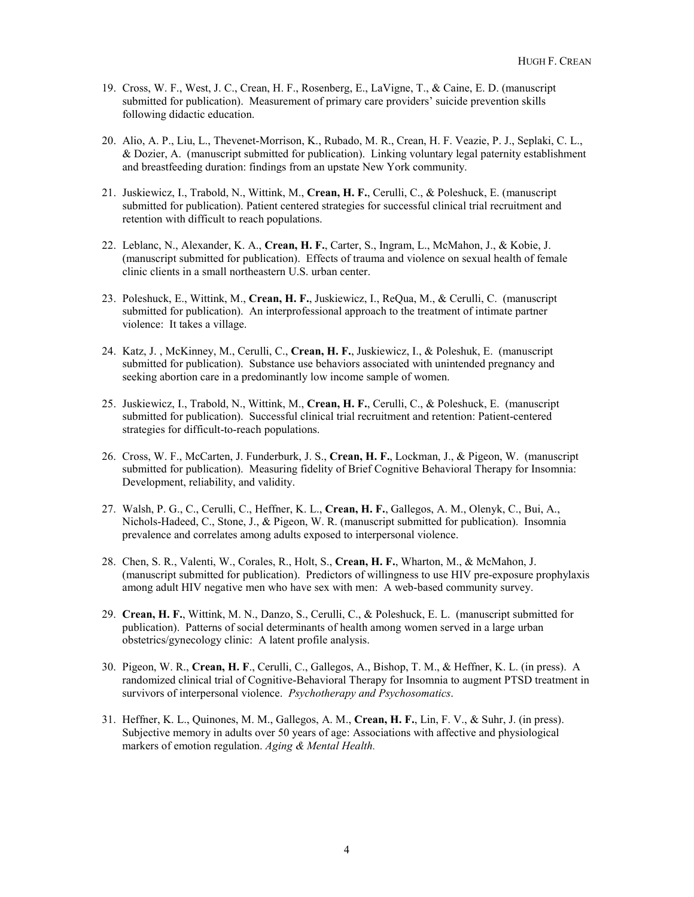19. Cross, W. F., West, J. C., Crean, H. F., Rosenberg, E., LaVigne, T., & Caine, E. D. (manuscript submitted for publication). Measurement of primary care providers' suicide prevention skills following didactic education.

20. Alio, A. P., Liu, L., Thevenet-Morrison, K., Rubado, M. R., Crean, H. F. Veazie, P. J., Seplaki, C. L., & Dozier, A. (manuscript submitted for publication). Linking voluntary legal paternity establishment and breastfeeding duration: findings from an upstate New York community.

21. Juskiewicz, I., Trabold, N., Wittink, M., **Crean, H. F.**, Cerulli, C., & Poleshuck, E. (manuscript submitted for publication). Patient centered strategies for successful clinical trial recruitment and retention with difficult to reach populations.

22. Leblanc, N., Alexander, K. A., **Crean, H. F.**, Carter, S., Ingram, L., McMahon, J., & Kobie, J. (manuscript submitted for publication). Effects of trauma and violence on sexual health of female clinic clients in a small northeastern U.S. urban center.

23. Poleshuck, E., Wittink, M., **Crean, H. F.**, Juskiewicz, I., ReQua, M., & Cerulli, C. (manuscript submitted for publication). An interprofessional approach to the treatment of intimate partner violence: It takes a village.

24. Katz, J. , McKinney, M., Cerulli, C., **Crean, H. F.**, Juskiewicz, I., & Poleshuk, E. (manuscript submitted for publication). Substance use behaviors associated with unintended pregnancy and seeking abortion care in a predominantly low income sample of women.

25. Juskiewicz, I., Trabold, N., Wittink, M., **Crean, H. F.**, Cerulli, C., & Poleshuck, E. (manuscript submitted for publication). Successful clinical trial recruitment and retention: Patient-centered strategies for difficult-to-reach populations.

26. Cross, W. F., McCarten, J. Funderburk, J. S., **Crean, H. F.**, Lockman, J., & Pigeon, W. (manuscript submitted for publication). Measuring fidelity of Brief Cognitive Behavioral Therapy for Insomnia: Development, reliability, and validity.

27. Walsh, P. G., C., Cerulli, C., Heffner, K. L., **Crean, H. F.**, Gallegos, A. M., Olenyk, C., Bui, A., Nichols-Hadeed, C., Stone, J., & Pigeon, W. R. (manuscript submitted for publication). Insomnia prevalence and correlates among adults exposed to interpersonal violence.

28. Chen, S. R., Valenti, W., Corales, R., Holt, S., **Crean, H. F.**, Wharton, M., & McMahon, J. (manuscript submitted for publication). Predictors of willingness to use HIV pre-exposure prophylaxis among adult HIV negative men who have sex with men: A web-based community survey.

29. **Crean, H. F.**, Wittink, M. N., Danzo, S., Cerulli, C., & Poleshuck, E. L. (manuscript submitted for publication). Patterns of social determinants of health among women served in a large urban obstetrics/gynecology clinic: A latent profile analysis.

30. Pigeon, W. R., **Crean, H. F**., Cerulli, C., Gallegos, A., Bishop, T. M., & Heffner, K. L. (in press). A randomized clinical trial of Cognitive-Behavioral Therapy for Insomnia to augment PTSD treatment in survivors of interpersonal violence. *Psychotherapy and Psychosomatics*.

31. Heffner, K. L., Quinones, M. M., Gallegos, A. M., **Crean, H. F.**, Lin, F. V., & Suhr, J. (in press). Subjective memory in adults over 50 years of age: Associations with affective and physiological markers of emotion regulation. *Aging & Mental Health.*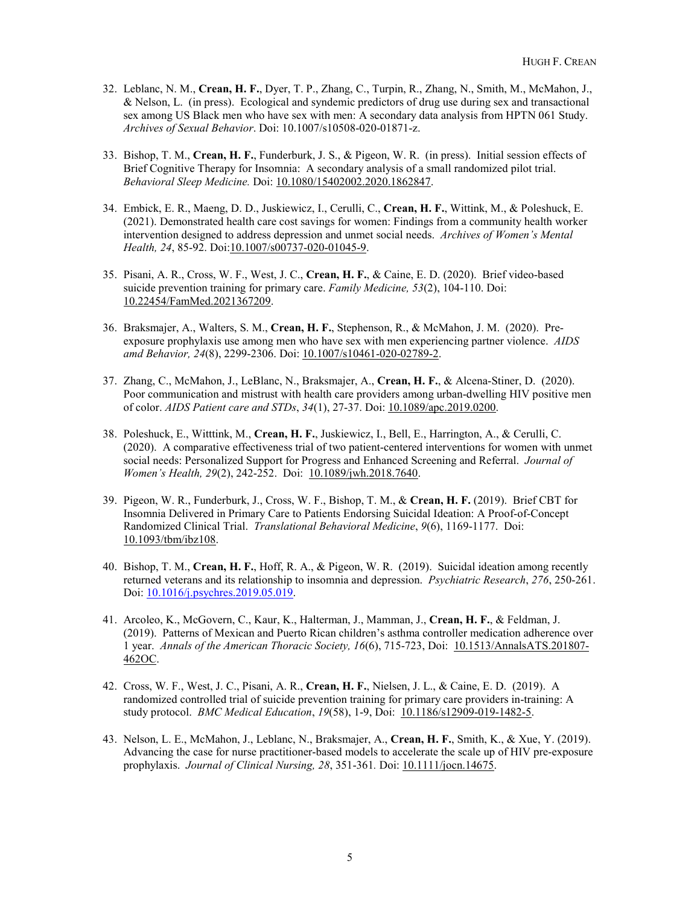32. Leblanc, N. M., **Crean, H. F.**, Dyer, T. P., Zhang, C., Turpin, R., Zhang, N., Smith, M., McMahon, J., & Nelson, L. (in press). Ecological and syndemic predictors of drug use during sex and transactional sex among US Black men who have sex with men: A secondary data analysis from HPTN 061 Study. *Archives of Sexual Behavior*. Doi: 10.1007/s10508-020-01871-z.

33. Bishop, T. M., **Crean, H. F.**, Funderburk, J. S., & Pigeon, W. R. (in press). Initial session effects of Brief Cognitive Therapy for Insomnia: A secondary analysis of a small randomized pilot trial. *Behavioral Sleep Medicine.* Doi: 10.1080/15402002.2020.1862847.

34. Embick, E. R., Maeng, D. D., Juskiewicz, I., Cerulli, C., **Crean, H. F.**, Wittink, M., & Poleshuck, E. (2021). Demonstrated health care cost savings for women: Findings from a community health worker intervention designed to address depression and unmet social needs. *Archives of Women's Mental Health, 24*, 85-92. Doi:10.1007/s00737-020-01045-9.

35. Pisani, A. R., Cross, W. F., West, J. C., **Crean, H. F.**, & Caine, E. D. (2020). Brief video-based suicide prevention training for primary care. *Family Medicine, 53*(2), 104-110. Doi: 10.22454/FamMed.2021367209.

36. Braksmajer, A., Walters, S. M., **Crean, H. F.**, Stephenson, R., & McMahon, J. M. (2020). Pre-exposure prophylaxis use among men who have sex with men experiencing partner violence. *AIDS amd Behavior, 24*(8), 2299-2306. Doi: 10.1007/s10461-020-02789-2.

37. Zhang, C., McMahon, J., LeBlanc, N., Braksmajer, A., **Crean, H. F.**, & Alcena-Stiner, D. (2020). Poor communication and mistrust with health care providers among urban-dwelling HIV positive men of color. *AIDS Patient care and STDs*, *34*(1), 27-37. Doi: 10.1089/apc.2019.0200.

38. Poleshuck, E., Witttink, M., **Crean, H. F.**, Juskiewicz, I., Bell, E., Harrington, A., & Cerulli, C. (2020). A comparative effectiveness trial of two patient-centered interventions for women with unmet social needs: Personalized Support for Progress and Enhanced Screening and Referral. *Journal of Women's Health, 29*(2), 242-252. Doi: 10.1089/jwh.2018.7640.

39. Pigeon, W. R., Funderburk, J., Cross, W. F., Bishop, T. M., & **Crean, H. F.** (2019). Brief CBT for Insomnia Delivered in Primary Care to Patients Endorsing Suicidal Ideation: A Proof-of-Concept Randomized Clinical Trial. *Translational Behavioral Medicine*, *9*(6), 1169-1177. Doi: 10.1093/tbm/ibz108.

40. Bishop, T. M., **Crean, H. F.**, Hoff, R. A., & Pigeon, W. R. (2019). Suicidal ideation among recently returned veterans and its relationship to insomnia and depression. *Psychiatric Research*, *276*, 250-261. Doi: 10.1016/j.psychres.2019.05.019.

41. Arcoleo, K., McGovern, C., Kaur, K., Halterman, J., Mamman, J., **Crean, H. F.**, & Feldman, J. (2019). Patterns of Mexican and Puerto Rican children's asthma controller medication adherence over 1 year. *Annals of the American Thoracic Society, 16*(6), 715-723, Doi: 10.1513/AnnalsATS.201807-462OC.

42. Cross, W. F., West, J. C., Pisani, A. R., **Crean, H. F.**, Nielsen, J. L., & Caine, E. D. (2019). A randomized controlled trial of suicide prevention training for primary care providers in-training: A study protocol. *BMC Medical Education*, *19*(58), 1-9, Doi: 10.1186/s12909-019-1482-5.

43. Nelson, L. E., McMahon, J., Leblanc, N., Braksmajer, A., **Crean, H. F.**, Smith, K., & Xue, Y. (2019). Advancing the case for nurse practitioner-based models to accelerate the scale up of HIV pre-exposure prophylaxis. *Journal of Clinical Nursing, 28*, 351-361. Doi: 10.1111/jocn.14675.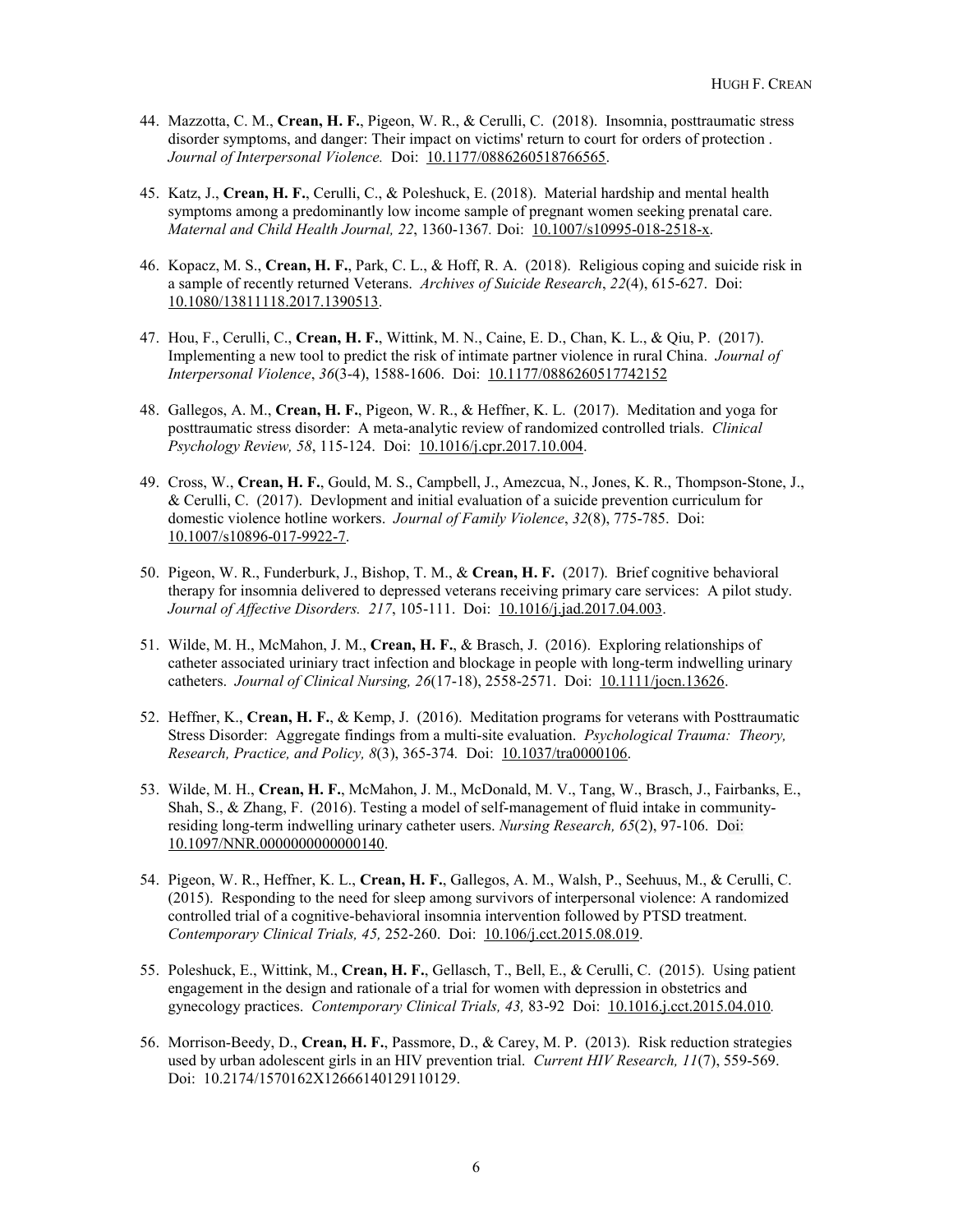44. Mazzotta, C. M., **Crean, H. F.**, Pigeon, W. R., & Cerulli, C. (2018). Insomnia, posttraumatic stress disorder symptoms, and danger: Their impact on victims' return to court for orders of protection . *Journal of Interpersonal Violence.* Doi: 10.1177/0886260518766565.

45. Katz, J., **Crean, H. F.**, Cerulli, C., & Poleshuck, E. (2018). Material hardship and mental health symptoms among a predominantly low income sample of pregnant women seeking prenatal care. *Maternal and Child Health Journal, 22*, 1360-1367. Doi: 10.1007/s10995-018-2518-x.

46. Kopacz, M. S., **Crean, H. F.**, Park, C. L., & Hoff, R. A. (2018). Religious coping and suicide risk in a sample of recently returned Veterans. *Archives of Suicide Research*, *22*(4), 615-627. Doi: 10.1080/13811118.2017.1390513.

47. Hou, F., Cerulli, C., **Crean, H. F.**, Wittink, M. N., Caine, E. D., Chan, K. L., & Qiu, P. (2017). Implementing a new tool to predict the risk of intimate partner violence in rural China. *Journal of Interpersonal Violence*, *36*(3-4), 1588-1606. Doi: 10.1177/0886260517742152

48. Gallegos, A. M., **Crean, H. F.**, Pigeon, W. R., & Heffner, K. L. (2017). Meditation and yoga for posttraumatic stress disorder: A meta-analytic review of randomized controlled trials. *Clinical Psychology Review, 58*, 115-124. Doi: 10.1016/j.cpr.2017.10.004.

49. Cross, W., **Crean, H. F.**, Gould, M. S., Campbell, J., Amezcua, N., Jones, K. R., Thompson-Stone, J., & Cerulli, C. (2017). Devlopment and initial evaluation of a suicide prevention curriculum for domestic violence hotline workers. *Journal of Family Violence*, *32*(8), 775-785. Doi: 10.1007/s10896-017-9922-7.

50. Pigeon, W. R., Funderburk, J., Bishop, T. M., & **Crean, H. F.** (2017). Brief cognitive behavioral therapy for insomnia delivered to depressed veterans receiving primary care services: A pilot study. *Journal of Affective Disorders. 217*, 105-111. Doi: 10.1016/j.jad.2017.04.003.

51. Wilde, M. H., McMahon, J. M., **Crean, H. F.**, & Brasch, J. (2016). Exploring relationships of catheter associated uriniary tract infection and blockage in people with long-term indwelling urinary catheters. *Journal of Clinical Nursing, 26*(17-18), 2558-2571. Doi: 10.1111/jocn.13626.

52. Heffner, K., **Crean, H. F.**, & Kemp, J. (2016). Meditation programs for veterans with Posttraumatic Stress Disorder: Aggregate findings from a multi-site evaluation. *Psychological Trauma: Theory, Research, Practice, and Policy, 8*(3), 365-374. Doi: 10.1037/tra0000106.

53. Wilde, M. H., **Crean, H. F.**, McMahon, J. M., McDonald, M. V., Tang, W., Brasch, J., Fairbanks, E., Shah, S., & Zhang, F. (2016). Testing a model of self-management of fluid intake in community-residing long-term indwelling urinary catheter users. *Nursing Research, 65*(2), 97-106. Doi: 10.1097/NNR.0000000000000140.

54. Pigeon, W. R., Heffner, K. L., **Crean, H. F.**, Gallegos, A. M., Walsh, P., Seehuus, M., & Cerulli, C. (2015). Responding to the need for sleep among survivors of interpersonal violence: A randomized controlled trial of a cognitive-behavioral insomnia intervention followed by PTSD treatment. *Contemporary Clinical Trials, 45,* 252-260. Doi: 10.106/j.cct.2015.08.019.

55. Poleshuck, E., Wittink, M., **Crean, H. F.**, Gellasch, T., Bell, E., & Cerulli, C. (2015). Using patient engagement in the design and rationale of a trial for women with depression in obstetrics and gynecology practices. *Contemporary Clinical Trials, 43,* 83-92 Doi: 10.1016.j.cct.2015.04.010.

56. Morrison-Beedy, D., **Crean, H. F.**, Passmore, D., & Carey, M. P. (2013). Risk reduction strategies used by urban adolescent girls in an HIV prevention trial. *Current HIV Research, 11*(7), 559-569. Doi: 10.2174/1570162X12666140129110129.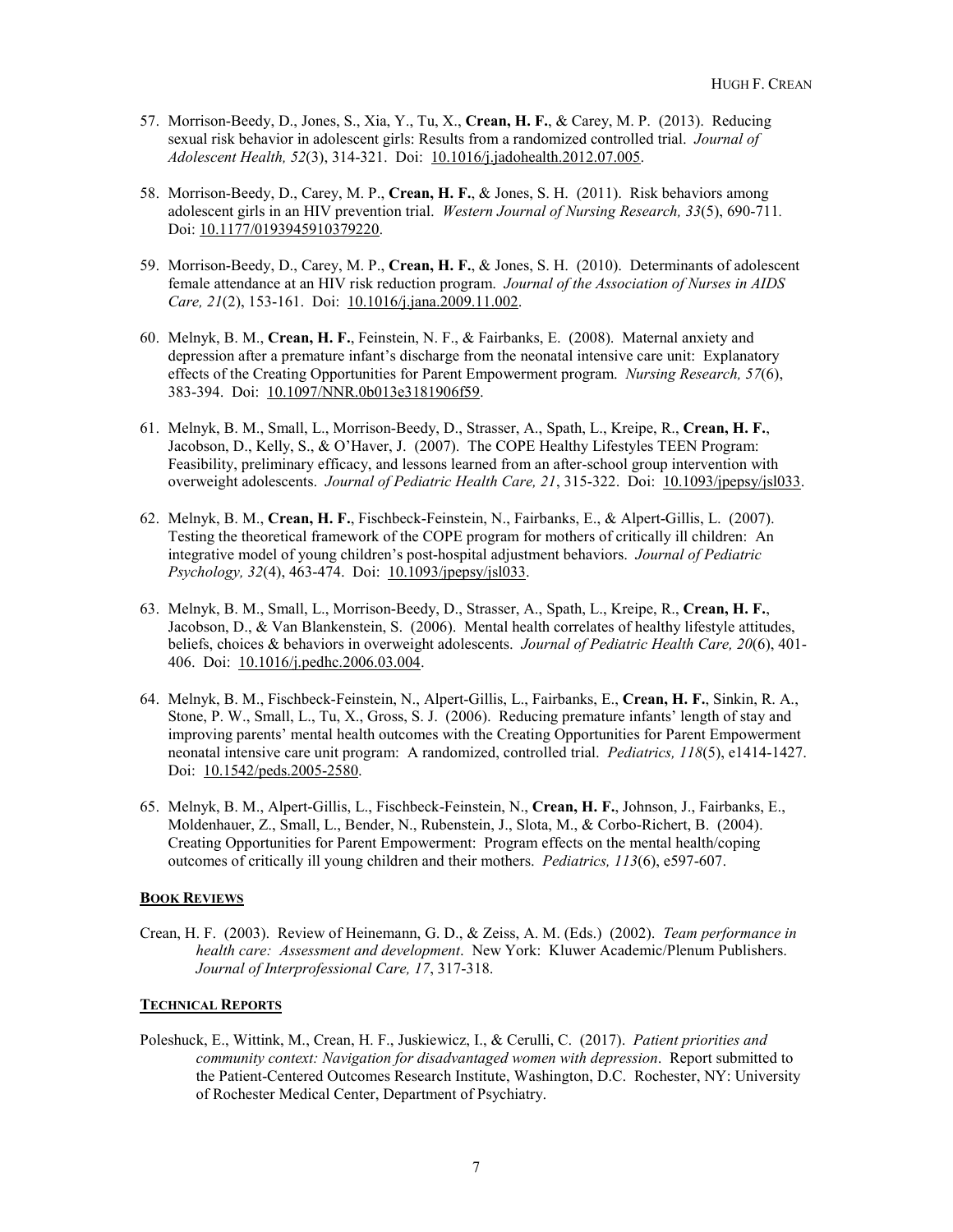57. Morrison-Beedy, D., Jones, S., Xia, Y., Tu, X., **Crean, H. F.**, & Carey, M. P. (2013). Reducing sexual risk behavior in adolescent girls: Results from a randomized controlled trial. *Journal of Adolescent Health, 52*(3), 314-321. Doi: 10.1016/j.jadohealth.2012.07.005.

58. Morrison-Beedy, D., Carey, M. P., **Crean, H. F.**, & Jones, S. H. (2011). Risk behaviors among adolescent girls in an HIV prevention trial. *Western Journal of Nursing Research, 33*(5), 690-711. Doi: 10.1177/0193945910379220.

59. Morrison-Beedy, D., Carey, M. P., **Crean, H. F.**, & Jones, S. H. (2010). Determinants of adolescent female attendance at an HIV risk reduction program. *Journal of the Association of Nurses in AIDS Care, 21*(2), 153-161. Doi: 10.1016/j.jana.2009.11.002.

60. Melnyk, B. M., **Crean, H. F.**, Feinstein, N. F., & Fairbanks, E. (2008). Maternal anxiety and depression after a premature infant's discharge from the neonatal intensive care unit: Explanatory effects of the Creating Opportunities for Parent Empowerment program. *Nursing Research, 57*(6), 383-394. Doi: 10.1097/NNR.0b013e3181906f59.

61. Melnyk, B. M., Small, L., Morrison-Beedy, D., Strasser, A., Spath, L., Kreipe, R., **Crean, H. F.**, Jacobson, D., Kelly, S., & O'Haver, J. (2007). The COPE Healthy Lifestyles TEEN Program: Feasibility, preliminary efficacy, and lessons learned from an after-school group intervention with overweight adolescents. *Journal of Pediatric Health Care, 21*, 315-322. Doi: 10.1093/jpepsy/jsl033.

62. Melnyk, B. M., **Crean, H. F.**, Fischbeck-Feinstein, N., Fairbanks, E., & Alpert-Gillis, L. (2007). Testing the theoretical framework of the COPE program for mothers of critically ill children: An integrative model of young children's post-hospital adjustment behaviors. *Journal of Pediatric Psychology, 32*(4), 463-474. Doi: 10.1093/jpepsy/jsl033.

63. Melnyk, B. M., Small, L., Morrison-Beedy, D., Strasser, A., Spath, L., Kreipe, R., **Crean, H. F.**, Jacobson, D., & Van Blankenstein, S. (2006). Mental health correlates of healthy lifestyle attitudes, beliefs, choices & behaviors in overweight adolescents. *Journal of Pediatric Health Care, 20*(6), 401-406. Doi: 10.1016/j.pedhc.2006.03.004.

64. Melnyk, B. M., Fischbeck-Feinstein, N., Alpert-Gillis, L., Fairbanks, E., **Crean, H. F.**, Sinkin, R. A., Stone, P. W., Small, L., Tu, X., Gross, S. J. (2006). Reducing premature infants' length of stay and improving parents' mental health outcomes with the Creating Opportunities for Parent Empowerment neonatal intensive care unit program: A randomized, controlled trial. *Pediatrics, 118*(5), e1414-1427. Doi: 10.1542/peds.2005-2580.

65. Melnyk, B. M., Alpert-Gillis, L., Fischbeck-Feinstein, N., **Crean, H. F.**, Johnson, J., Fairbanks, E., Moldenhauer, Z., Small, L., Bender, N., Rubenstein, J., Slota, M., & Corbo-Richert, B. (2004). Creating Opportunities for Parent Empowerment: Program effects on the mental health/coping outcomes of critically ill young children and their mothers. *Pediatrics, 113*(6), e597-607.

## BOOK REVIEWS

Crean, H. F. (2003). Review of Heinemann, G. D., & Zeiss, A. M. (Eds.) (2002). *Team performance in health care: Assessment and development*. New York: Kluwer Academic/Plenum Publishers. *Journal of Interprofessional Care, 17*, 317-318.

## TECHNICAL REPORTS

Poleshuck, E., Wittink, M., Crean, H. F., Juskiewicz, I., & Cerulli, C. (2017). *Patient priorities and community context: Navigation for disadvantaged women with depression*. Report submitted to the Patient-Centered Outcomes Research Institute, Washington, D.C. Rochester, NY: University of Rochester Medical Center, Department of Psychiatry.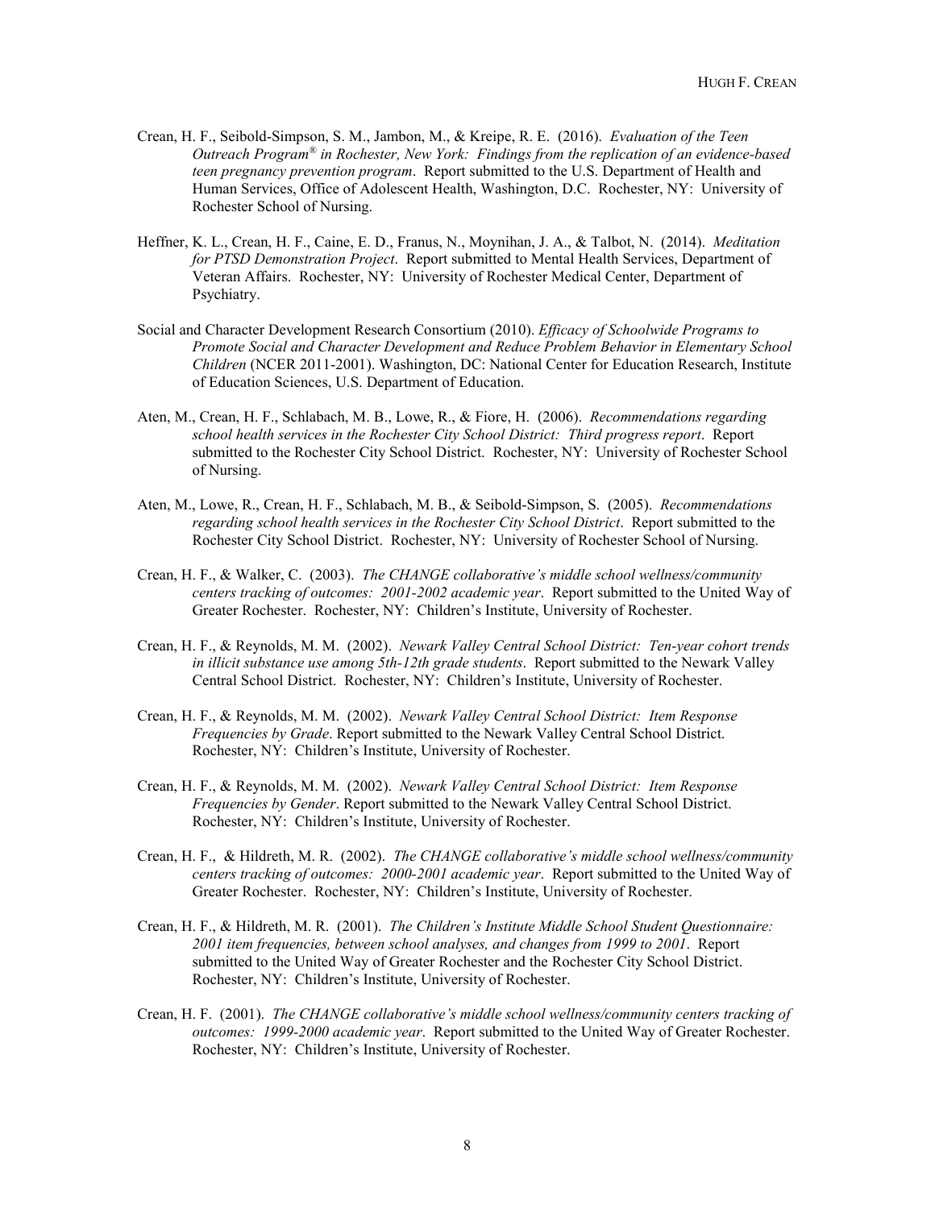Crean, H. F., Seibold-Simpson, S. M., Jambon, M., & Kreipe, R. E. (2016). *Evaluation of the Teen Outreach Program® in Rochester, New York: Findings from the replication of an evidence-based teen pregnancy prevention program*. Report submitted to the U.S. Department of Health and Human Services, Office of Adolescent Health, Washington, D.C. Rochester, NY: University of Rochester School of Nursing.

Heffner, K. L., Crean, H. F., Caine, E. D., Franus, N., Moynihan, J. A., & Talbot, N. (2014). *Meditation for PTSD Demonstration Project*. Report submitted to Mental Health Services, Department of Veteran Affairs. Rochester, NY: University of Rochester Medical Center, Department of Psychiatry.

Social and Character Development Research Consortium (2010). *Efficacy of Schoolwide Programs to Promote Social and Character Development and Reduce Problem Behavior in Elementary School Children* (NCER 2011-2001). Washington, DC: National Center for Education Research, Institute of Education Sciences, U.S. Department of Education.

Aten, M., Crean, H. F., Schlabach, M. B., Lowe, R., & Fiore, H. (2006). *Recommendations regarding school health services in the Rochester City School District: Third progress report*. Report submitted to the Rochester City School District. Rochester, NY: University of Rochester School of Nursing.

Aten, M., Lowe, R., Crean, H. F., Schlabach, M. B., & Seibold-Simpson, S. (2005). *Recommendations regarding school health services in the Rochester City School District*. Report submitted to the Rochester City School District. Rochester, NY: University of Rochester School of Nursing.

Crean, H. F., & Walker, C. (2003). *The CHANGE collaborative's middle school wellness/community centers tracking of outcomes: 2001-2002 academic year*. Report submitted to the United Way of Greater Rochester. Rochester, NY: Children's Institute, University of Rochester.

Crean, H. F., & Reynolds, M. M. (2002). *Newark Valley Central School District: Ten-year cohort trends in illicit substance use among 5th-12th grade students*. Report submitted to the Newark Valley Central School District. Rochester, NY: Children's Institute, University of Rochester.

Crean, H. F., & Reynolds, M. M. (2002). *Newark Valley Central School District: Item Response Frequencies by Grade*. Report submitted to the Newark Valley Central School District. Rochester, NY: Children's Institute, University of Rochester.

Crean, H. F., & Reynolds, M. M. (2002). *Newark Valley Central School District: Item Response Frequencies by Gender*. Report submitted to the Newark Valley Central School District. Rochester, NY: Children's Institute, University of Rochester.

Crean, H. F., & Hildreth, M. R. (2002). *The CHANGE collaborative's middle school wellness/community centers tracking of outcomes: 2000-2001 academic year*. Report submitted to the United Way of Greater Rochester. Rochester, NY: Children's Institute, University of Rochester.

Crean, H. F., & Hildreth, M. R. (2001). *The Children's Institute Middle School Student Questionnaire: 2001 item frequencies, between school analyses, and changes from 1999 to 2001*. Report submitted to the United Way of Greater Rochester and the Rochester City School District. Rochester, NY: Children's Institute, University of Rochester.

Crean, H. F. (2001). *The CHANGE collaborative's middle school wellness/community centers tracking of outcomes: 1999-2000 academic year*. Report submitted to the United Way of Greater Rochester. Rochester, NY: Children's Institute, University of Rochester.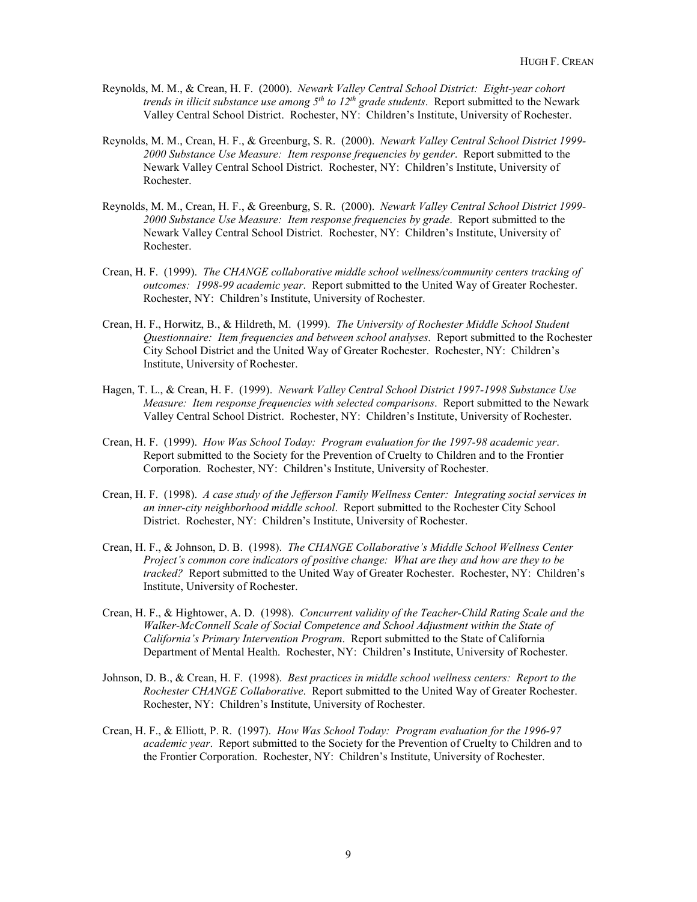Reynolds, M. M., & Crean, H. F. (2000). *Newark Valley Central School District: Eight-year cohort trends in illicit substance use among 5th to 12th grade students*. Report submitted to the Newark Valley Central School District. Rochester, NY: Children's Institute, University of Rochester.

Reynolds, M. M., Crean, H. F., & Greenburg, S. R. (2000). *Newark Valley Central School District 1999-2000 Substance Use Measure: Item response frequencies by gender*. Report submitted to the Newark Valley Central School District. Rochester, NY: Children's Institute, University of Rochester.

Reynolds, M. M., Crean, H. F., & Greenburg, S. R. (2000). *Newark Valley Central School District 1999-2000 Substance Use Measure: Item response frequencies by grade*. Report submitted to the Newark Valley Central School District. Rochester, NY: Children's Institute, University of Rochester.

Crean, H. F. (1999). *The CHANGE collaborative middle school wellness/community centers tracking of outcomes: 1998-99 academic year*. Report submitted to the United Way of Greater Rochester. Rochester, NY: Children's Institute, University of Rochester.

Crean, H. F., Horwitz, B., & Hildreth, M. (1999). *The University of Rochester Middle School Student Questionnaire: Item frequencies and between school analyses*. Report submitted to the Rochester City School District and the United Way of Greater Rochester. Rochester, NY: Children's Institute, University of Rochester.

Hagen, T. L., & Crean, H. F. (1999). *Newark Valley Central School District 1997-1998 Substance Use Measure: Item response frequencies with selected comparisons*. Report submitted to the Newark Valley Central School District. Rochester, NY: Children's Institute, University of Rochester.

Crean, H. F. (1999). *How Was School Today: Program evaluation for the 1997-98 academic year*. Report submitted to the Society for the Prevention of Cruelty to Children and to the Frontier Corporation. Rochester, NY: Children's Institute, University of Rochester.

Crean, H. F. (1998). *A case study of the Jefferson Family Wellness Center: Integrating social services in an inner-city neighborhood middle school*. Report submitted to the Rochester City School District. Rochester, NY: Children's Institute, University of Rochester.

Crean, H. F., & Johnson, D. B. (1998). *The CHANGE Collaborative's Middle School Wellness Center Project's common core indicators of positive change: What are they and how are they to be tracked?* Report submitted to the United Way of Greater Rochester. Rochester, NY: Children's Institute, University of Rochester.

Crean, H. F., & Hightower, A. D. (1998). *Concurrent validity of the Teacher-Child Rating Scale and the Walker-McConnell Scale of Social Competence and School Adjustment within the State of California's Primary Intervention Program*. Report submitted to the State of California Department of Mental Health. Rochester, NY: Children's Institute, University of Rochester.

Johnson, D. B., & Crean, H. F. (1998). *Best practices in middle school wellness centers: Report to the Rochester CHANGE Collaborative*. Report submitted to the United Way of Greater Rochester. Rochester, NY: Children's Institute, University of Rochester.

Crean, H. F., & Elliott, P. R. (1997). *How Was School Today: Program evaluation for the 1996-97 academic year*. Report submitted to the Society for the Prevention of Cruelty to Children and to the Frontier Corporation. Rochester, NY: Children's Institute, University of Rochester.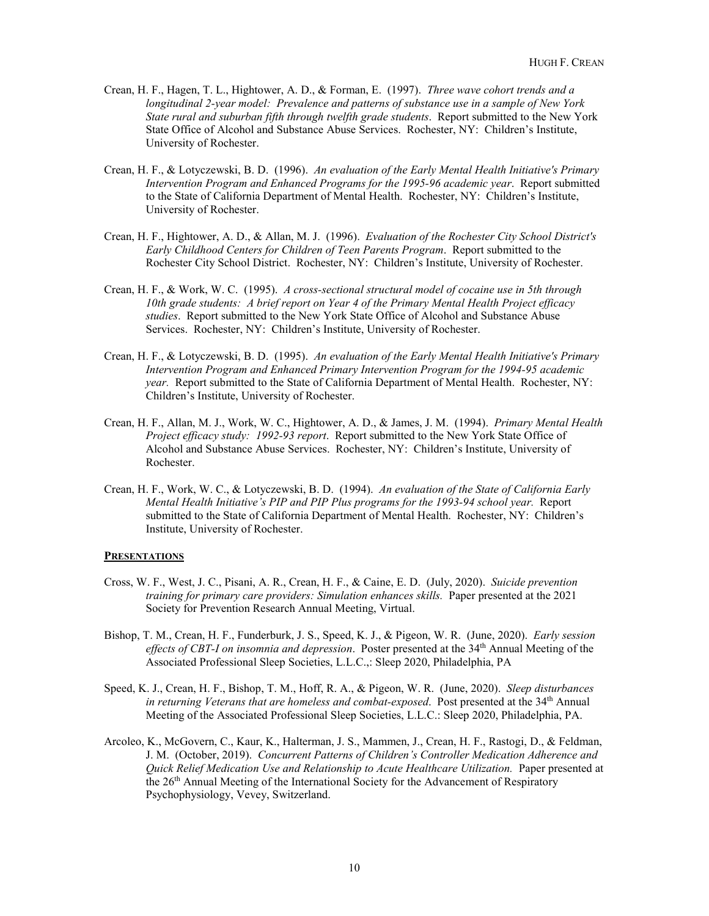Crean, H. F., Hagen, T. L., Hightower, A. D., & Forman, E. (1997). *Three wave cohort trends and a longitudinal 2-year model: Prevalence and patterns of substance use in a sample of New York State rural and suburban fifth through twelfth grade students*. Report submitted to the New York State Office of Alcohol and Substance Abuse Services. Rochester, NY: Children's Institute, University of Rochester.

Crean, H. F., & Lotyczewski, B. D. (1996). *An evaluation of the Early Mental Health Initiative's Primary Intervention Program and Enhanced Programs for the 1995-96 academic year*. Report submitted to the State of California Department of Mental Health. Rochester, NY: Children's Institute, University of Rochester.

Crean, H. F., Hightower, A. D., & Allan, M. J. (1996). *Evaluation of the Rochester City School District's Early Childhood Centers for Children of Teen Parents Program*. Report submitted to the Rochester City School District. Rochester, NY: Children's Institute, University of Rochester.

Crean, H. F., & Work, W. C. (1995). *A cross-sectional structural model of cocaine use in 5th through 10th grade students: A brief report on Year 4 of the Primary Mental Health Project efficacy studies*. Report submitted to the New York State Office of Alcohol and Substance Abuse Services. Rochester, NY: Children's Institute, University of Rochester.

Crean, H. F., & Lotyczewski, B. D. (1995). *An evaluation of the Early Mental Health Initiative's Primary Intervention Program and Enhanced Primary Intervention Program for the 1994-95 academic year.* Report submitted to the State of California Department of Mental Health. Rochester, NY: Children's Institute, University of Rochester.

Crean, H. F., Allan, M. J., Work, W. C., Hightower, A. D., & James, J. M. (1994). *Primary Mental Health Project efficacy study: 1992-93 report*. Report submitted to the New York State Office of Alcohol and Substance Abuse Services. Rochester, NY: Children's Institute, University of Rochester.

Crean, H. F., Work, W. C., & Lotyczewski, B. D. (1994). *An evaluation of the State of California Early Mental Health Initiative's PIP and PIP Plus programs for the 1993-94 school year.* Report submitted to the State of California Department of Mental Health. Rochester, NY: Children's Institute, University of Rochester.

## PRESENTATIONS

Cross, W. F., West, J. C., Pisani, A. R., Crean, H. F., & Caine, E. D. (July, 2020). *Suicide prevention training for primary care providers: Simulation enhances skills.* Paper presented at the 2021 Society for Prevention Research Annual Meeting, Virtual.

Bishop, T. M., Crean, H. F., Funderburk, J. S., Speed, K. J., & Pigeon, W. R. (June, 2020). *Early session effects of CBT-I on insomnia and depression*. Poster presented at the 34th Annual Meeting of the Associated Professional Sleep Societies, L.L.C.,: Sleep 2020, Philadelphia, PA

Speed, K. J., Crean, H. F., Bishop, T. M., Hoff, R. A., & Pigeon, W. R. (June, 2020). *Sleep disturbances in returning Veterans that are homeless and combat-exposed*. Post presented at the 34th Annual Meeting of the Associated Professional Sleep Societies, L.L.C.: Sleep 2020, Philadelphia, PA.

Arcoleo, K., McGovern, C., Kaur, K., Halterman, J. S., Mammen, J., Crean, H. F., Rastogi, D., & Feldman, J. M. (October, 2019). *Concurrent Patterns of Children's Controller Medication Adherence and Quick Relief Medication Use and Relationship to Acute Healthcare Utilization.* Paper presented at the 26th Annual Meeting of the International Society for the Advancement of Respiratory Psychophysiology, Vevey, Switzerland.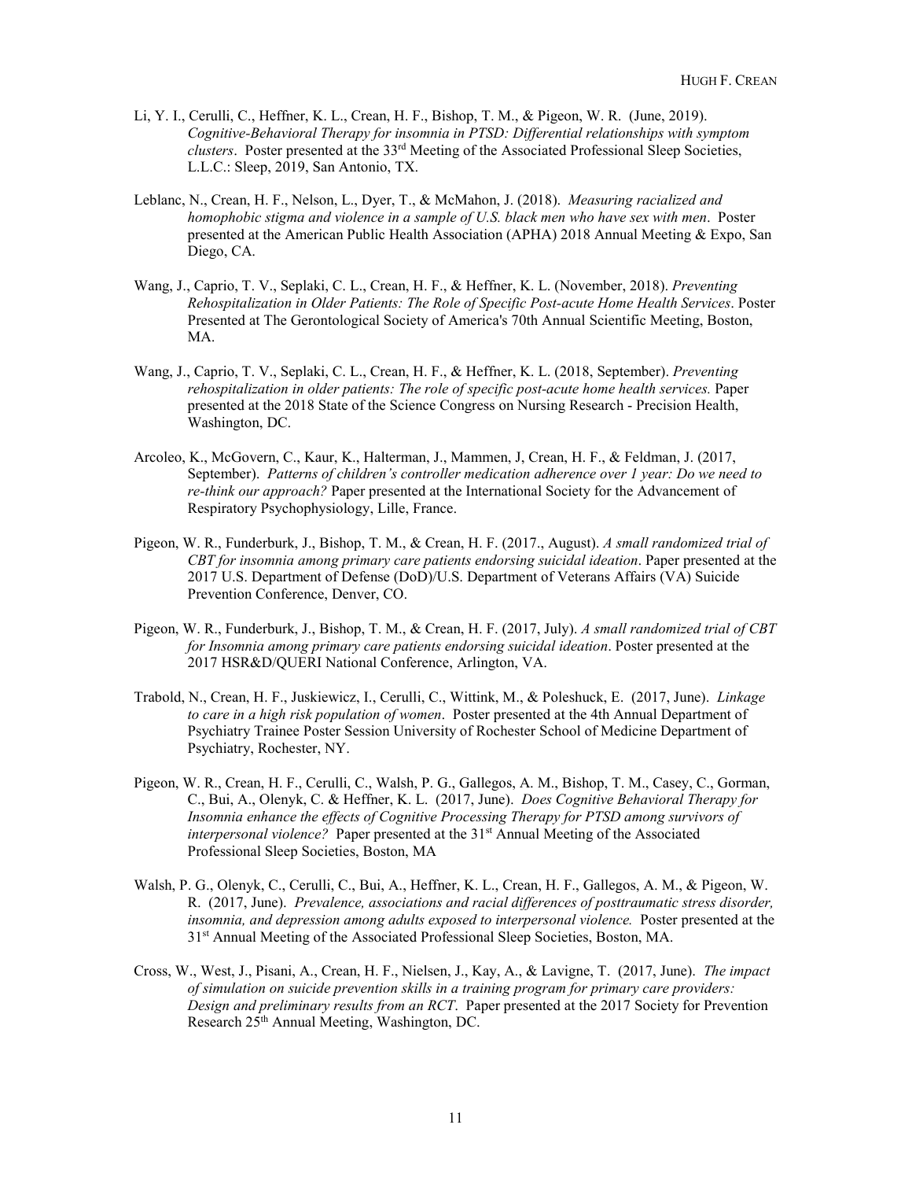Li, Y. I., Cerulli, C., Heffner, K. L., Crean, H. F., Bishop, T. M., & Pigeon, W. R. (June, 2019). *Cognitive-Behavioral Therapy for insomnia in PTSD: Differential relationships with symptom clusters*. Poster presented at the 33rd Meeting of the Associated Professional Sleep Societies, L.L.C.: Sleep, 2019, San Antonio, TX.

Leblanc, N., Crean, H. F., Nelson, L., Dyer, T., & McMahon, J. (2018). *Measuring racialized and homophobic stigma and violence in a sample of U.S. black men who have sex with men*. Poster presented at the American Public Health Association (APHA) 2018 Annual Meeting & Expo, San Diego, CA.

Wang, J., Caprio, T. V., Seplaki, C. L., Crean, H. F., & Heffner, K. L. (November, 2018). *Preventing Rehospitalization in Older Patients: The Role of Specific Post-acute Home Health Services*. Poster Presented at The Gerontological Society of America's 70th Annual Scientific Meeting, Boston, MA.

Wang, J., Caprio, T. V., Seplaki, C. L., Crean, H. F., & Heffner, K. L. (2018, September). *Preventing rehospitalization in older patients: The role of specific post-acute home health services.* Paper presented at the 2018 State of the Science Congress on Nursing Research - Precision Health, Washington, DC.

Arcoleo, K., McGovern, C., Kaur, K., Halterman, J., Mammen, J, Crean, H. F., & Feldman, J. (2017, September). *Patterns of children's controller medication adherence over 1 year: Do we need to re-think our approach?* Paper presented at the International Society for the Advancement of Respiratory Psychophysiology, Lille, France.

Pigeon, W. R., Funderburk, J., Bishop, T. M., & Crean, H. F. (2017., August). *A small randomized trial of CBT for insomnia among primary care patients endorsing suicidal ideation*. Paper presented at the 2017 U.S. Department of Defense (DoD)/U.S. Department of Veterans Affairs (VA) Suicide Prevention Conference, Denver, CO.

Pigeon, W. R., Funderburk, J., Bishop, T. M., & Crean, H. F. (2017, July). *A small randomized trial of CBT for Insomnia among primary care patients endorsing suicidal ideation*. Poster presented at the 2017 HSR&D/QUERI National Conference, Arlington, VA.

Trabold, N., Crean, H. F., Juskiewicz, I., Cerulli, C., Wittink, M., & Poleshuck, E. (2017, June). *Linkage to care in a high risk population of women*. Poster presented at the 4th Annual Department of Psychiatry Trainee Poster Session University of Rochester School of Medicine Department of Psychiatry, Rochester, NY.

Pigeon, W. R., Crean, H. F., Cerulli, C., Walsh, P. G., Gallegos, A. M., Bishop, T. M., Casey, C., Gorman, C., Bui, A., Olenyk, C. & Heffner, K. L. (2017, June). *Does Cognitive Behavioral Therapy for Insomnia enhance the effects of Cognitive Processing Therapy for PTSD among survivors of interpersonal violence?* Paper presented at the 31st Annual Meeting of the Associated Professional Sleep Societies, Boston, MA

Walsh, P. G., Olenyk, C., Cerulli, C., Bui, A., Heffner, K. L., Crean, H. F., Gallegos, A. M., & Pigeon, W. R. (2017, June). *Prevalence, associations and racial differences of posttraumatic stress disorder, insomnia, and depression among adults exposed to interpersonal violence.* Poster presented at the 31st Annual Meeting of the Associated Professional Sleep Societies, Boston, MA.

Cross, W., West, J., Pisani, A., Crean, H. F., Nielsen, J., Kay, A., & Lavigne, T. (2017, June). *The impact of simulation on suicide prevention skills in a training program for primary care providers: Design and preliminary results from an RCT*. Paper presented at the 2017 Society for Prevention Research 25th Annual Meeting, Washington, DC.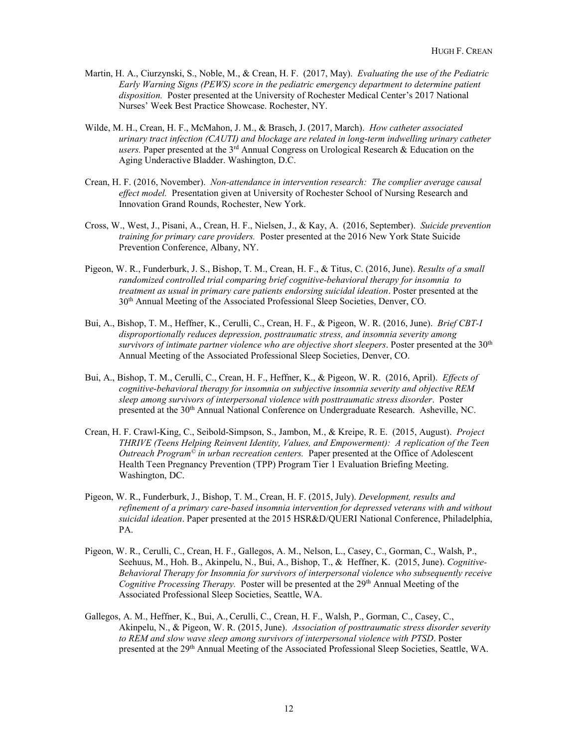Martin, H. A., Ciurzynski, S., Noble, M., & Crean, H. F. (2017, May). *Evaluating the use of the Pediatric Early Warning Signs (PEWS) score in the pediatric emergency department to determine patient disposition.* Poster presented at the University of Rochester Medical Center's 2017 National Nurses' Week Best Practice Showcase. Rochester, NY.

Wilde, M. H., Crean, H. F., McMahon, J. M., & Brasch, J. (2017, March). *How catheter associated urinary tract infection (CAUTI) and blockage are related in long-term indwelling urinary catheter users.* Paper presented at the 3rd Annual Congress on Urological Research & Education on the Aging Underactive Bladder. Washington, D.C.

Crean, H. F. (2016, November). *Non-attendance in intervention research: The complier average causal effect model.* Presentation given at University of Rochester School of Nursing Research and Innovation Grand Rounds, Rochester, New York.

Cross, W., West, J., Pisani, A., Crean, H. F., Nielsen, J., & Kay, A. (2016, September). *Suicide prevention training for primary care providers.* Poster presented at the 2016 New York State Suicide Prevention Conference, Albany, NY.

Pigeon, W. R., Funderburk, J. S., Bishop, T. M., Crean, H. F., & Titus, C. (2016, June). *Results of a small randomized controlled trial comparing brief cognitive-behavioral therapy for insomnia to treatment as usual in primary care patients endorsing suicidal ideation*. Poster presented at the 30th Annual Meeting of the Associated Professional Sleep Societies, Denver, CO.

Bui, A., Bishop, T. M., Heffner, K., Cerulli, C., Crean, H. F., & Pigeon, W. R. (2016, June). *Brief CBT-I disproportionally reduces depression, posttraumatic stress, and insomnia severity among survivors of intimate partner violence who are objective short sleepers*. Poster presented at the 30th Annual Meeting of the Associated Professional Sleep Societies, Denver, CO.

Bui, A., Bishop, T. M., Cerulli, C., Crean, H. F., Heffner, K., & Pigeon, W. R. (2016, April). *Effects of cognitive-behavioral therapy for insomnia on subjective insomnia severity and objective REM sleep among survivors of interpersonal violence with posttraumatic stress disorder*. Poster presented at the 30th Annual National Conference on Undergraduate Research. Asheville, NC.

Crean, H. F. Crawl-King, C., Seibold-Simpson, S., Jambon, M., & Kreipe, R. E. (2015, August). *Project THRIVE (Teens Helping Reinvent Identity, Values, and Empowerment): A replication of the Teen Outreach Program© in urban recreation centers.* Paper presented at the Office of Adolescent Health Teen Pregnancy Prevention (TPP) Program Tier 1 Evaluation Briefing Meeting. Washington, DC.

Pigeon, W. R., Funderburk, J., Bishop, T. M., Crean, H. F. (2015, July). *Development, results and refinement of a primary care-based insomnia intervention for depressed veterans with and without suicidal ideation*. Paper presented at the 2015 HSR&D/QUERI National Conference, Philadelphia, PA.

Pigeon, W. R., Cerulli, C., Crean, H. F., Gallegos, A. M., Nelson, L., Casey, C., Gorman, C., Walsh, P., Seehuus, M., Hoh. B., Akinpelu, N., Bui, A., Bishop, T., & Heffner, K. (2015, June). *Cognitive-Behavioral Therapy for Insomnia for survivors of interpersonal violence who subsequently receive Cognitive Processing Therapy.* Poster will be presented at the 29th Annual Meeting of the Associated Professional Sleep Societies, Seattle, WA.

Gallegos, A. M., Heffner, K., Bui, A., Cerulli, C., Crean, H. F., Walsh, P., Gorman, C., Casey, C., Akinpelu, N., & Pigeon, W. R. (2015, June). *Association of posttraumatic stress disorder severity to REM and slow wave sleep among survivors of interpersonal violence with PTSD*. Poster presented at the 29th Annual Meeting of the Associated Professional Sleep Societies, Seattle, WA.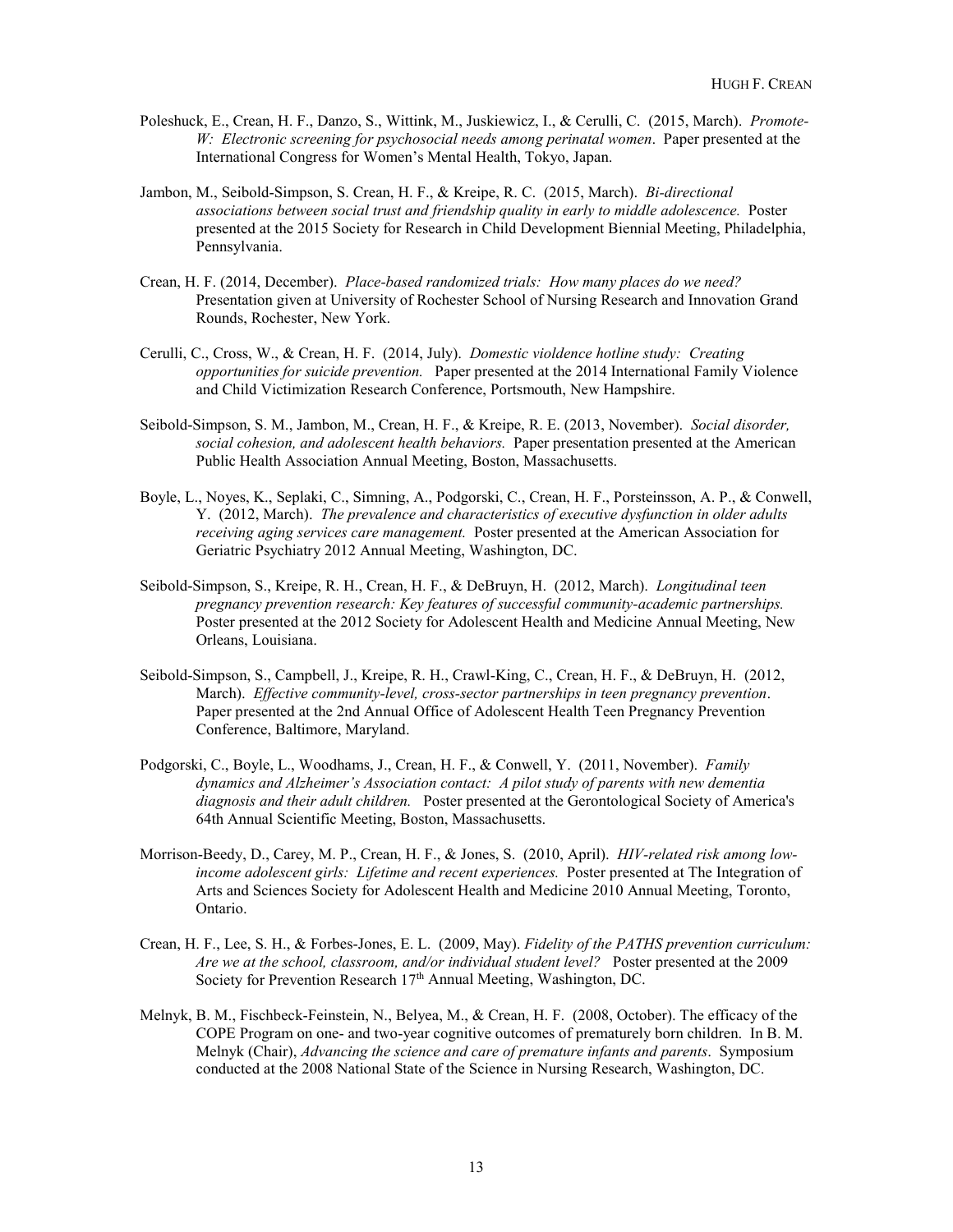Poleshuck, E., Crean, H. F., Danzo, S., Wittink, M., Juskiewicz, I., & Cerulli, C. (2015, March). *Promote-W: Electronic screening for psychosocial needs among perinatal women*. Paper presented at the International Congress for Women's Mental Health, Tokyo, Japan.

Jambon, M., Seibold-Simpson, S. Crean, H. F., & Kreipe, R. C. (2015, March). *Bi-directional associations between social trust and friendship quality in early to middle adolescence.* Poster presented at the 2015 Society for Research in Child Development Biennial Meeting, Philadelphia, Pennsylvania.

Crean, H. F. (2014, December). *Place-based randomized trials: How many places do we need?* Presentation given at University of Rochester School of Nursing Research and Innovation Grand Rounds, Rochester, New York.

Cerulli, C., Cross, W., & Crean, H. F. (2014, July). *Domestic violdence hotline study: Creating opportunities for suicide prevention.* Paper presented at the 2014 International Family Violence and Child Victimization Research Conference, Portsmouth, New Hampshire.

Seibold-Simpson, S. M., Jambon, M., Crean, H. F., & Kreipe, R. E. (2013, November). *Social disorder, social cohesion, and adolescent health behaviors.* Paper presentation presented at the American Public Health Association Annual Meeting, Boston, Massachusetts.

Boyle, L., Noyes, K., Seplaki, C., Simning, A., Podgorski, C., Crean, H. F., Porsteinsson, A. P., & Conwell, Y. (2012, March). *The prevalence and characteristics of executive dysfunction in older adults receiving aging services care management.* Poster presented at the American Association for Geriatric Psychiatry 2012 Annual Meeting, Washington, DC.

Seibold-Simpson, S., Kreipe, R. H., Crean, H. F., & DeBruyn, H. (2012, March). *Longitudinal teen pregnancy prevention research: Key features of successful community-academic partnerships.* Poster presented at the 2012 Society for Adolescent Health and Medicine Annual Meeting, New Orleans, Louisiana.

Seibold-Simpson, S., Campbell, J., Kreipe, R. H., Crawl-King, C., Crean, H. F., & DeBruyn, H. (2012, March). *Effective community-level, cross-sector partnerships in teen pregnancy prevention*. Paper presented at the 2nd Annual Office of Adolescent Health Teen Pregnancy Prevention Conference, Baltimore, Maryland.

Podgorski, C., Boyle, L., Woodhams, J., Crean, H. F., & Conwell, Y. (2011, November). *Family dynamics and Alzheimer's Association contact: A pilot study of parents with new dementia diagnosis and their adult children.* Poster presented at the Gerontological Society of America's 64th Annual Scientific Meeting, Boston, Massachusetts.

Morrison-Beedy, D., Carey, M. P., Crean, H. F., & Jones, S. (2010, April). *HIV-related risk among low-income adolescent girls: Lifetime and recent experiences.* Poster presented at The Integration of Arts and Sciences Society for Adolescent Health and Medicine 2010 Annual Meeting, Toronto, Ontario.

Crean, H. F., Lee, S. H., & Forbes-Jones, E. L. (2009, May). *Fidelity of the PATHS prevention curriculum: Are we at the school, classroom, and/or individual student level?* Poster presented at the 2009 Society for Prevention Research 17th Annual Meeting, Washington, DC.

Melnyk, B. M., Fischbeck-Feinstein, N., Belyea, M., & Crean, H. F. (2008, October). The efficacy of the COPE Program on one- and two-year cognitive outcomes of prematurely born children. In B. M. Melnyk (Chair), *Advancing the science and care of premature infants and parents*. Symposium conducted at the 2008 National State of the Science in Nursing Research, Washington, DC.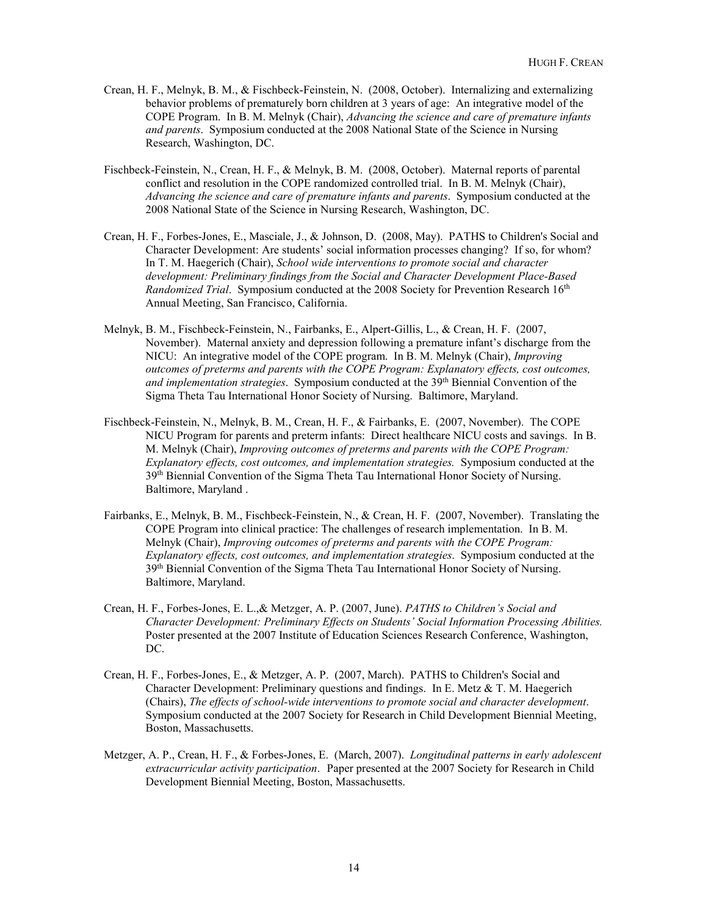Crean, H. F., Melnyk, B. M., & Fischbeck-Feinstein, N. (2008, October). Internalizing and externalizing behavior problems of prematurely born children at 3 years of age: An integrative model of the COPE Program. In B. M. Melnyk (Chair), *Advancing the science and care of premature infants and parents*. Symposium conducted at the 2008 National State of the Science in Nursing Research, Washington, DC.

Fischbeck-Feinstein, N., Crean, H. F., & Melnyk, B. M. (2008, October). Maternal reports of parental conflict and resolution in the COPE randomized controlled trial. In B. M. Melnyk (Chair), *Advancing the science and care of premature infants and parents*. Symposium conducted at the 2008 National State of the Science in Nursing Research, Washington, DC.

Crean, H. F., Forbes-Jones, E., Masciale, J., & Johnson, D. (2008, May). PATHS to Children's Social and Character Development: Are students' social information processes changing? If so, for whom? In T. M. Haegerich (Chair), *School wide interventions to promote social and character development: Preliminary findings from the Social and Character Development Place-Based Randomized Trial*. Symposium conducted at the 2008 Society for Prevention Research 16th Annual Meeting, San Francisco, California.

Melnyk, B. M., Fischbeck-Feinstein, N., Fairbanks, E., Alpert-Gillis, L., & Crean, H. F. (2007, November). Maternal anxiety and depression following a premature infant's discharge from the NICU: An integrative model of the COPE program. In B. M. Melnyk (Chair), *Improving outcomes of preterms and parents with the COPE Program: Explanatory effects, cost outcomes, and implementation strategies*. Symposium conducted at the 39th Biennial Convention of the Sigma Theta Tau International Honor Society of Nursing. Baltimore, Maryland.

Fischbeck-Feinstein, N., Melnyk, B. M., Crean, H. F., & Fairbanks, E. (2007, November). The COPE NICU Program for parents and preterm infants: Direct healthcare NICU costs and savings. In B. M. Melnyk (Chair), *Improving outcomes of preterms and parents with the COPE Program: Explanatory effects, cost outcomes, and implementation strategies.* Symposium conducted at the 39th Biennial Convention of the Sigma Theta Tau International Honor Society of Nursing. Baltimore, Maryland .

Fairbanks, E., Melnyk, B. M., Fischbeck-Feinstein, N., & Crean, H. F. (2007, November). Translating the COPE Program into clinical practice: The challenges of research implementation. In B. M. Melnyk (Chair), *Improving outcomes of preterms and parents with the COPE Program: Explanatory effects, cost outcomes, and implementation strategies*. Symposium conducted at the 39th Biennial Convention of the Sigma Theta Tau International Honor Society of Nursing. Baltimore, Maryland.

Crean, H. F., Forbes-Jones, E. L.,& Metzger, A. P. (2007, June). *PATHS to Children's Social and Character Development: Preliminary Effects on Students' Social Information Processing Abilities.* Poster presented at the 2007 Institute of Education Sciences Research Conference, Washington, DC.

Crean, H. F., Forbes-Jones, E., & Metzger, A. P. (2007, March). PATHS to Children's Social and Character Development: Preliminary questions and findings. In E. Metz & T. M. Haegerich (Chairs), *The effects of school-wide interventions to promote social and character development*. Symposium conducted at the 2007 Society for Research in Child Development Biennial Meeting, Boston, Massachusetts.

Metzger, A. P., Crean, H. F., & Forbes-Jones, E. (March, 2007). *Longitudinal patterns in early adolescent extracurricular activity participation*. Paper presented at the 2007 Society for Research in Child Development Biennial Meeting, Boston, Massachusetts.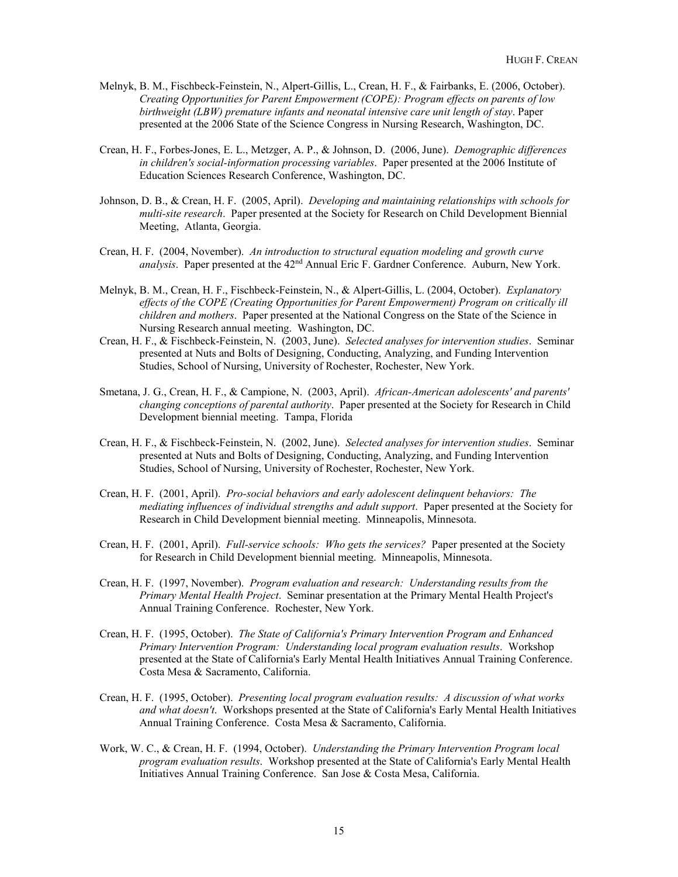Melnyk, B. M., Fischbeck-Feinstein, N., Alpert-Gillis, L., Crean, H. F., & Fairbanks, E. (2006, October). *Creating Opportunities for Parent Empowerment (COPE): Program effects on parents of low birthweight (LBW) premature infants and neonatal intensive care unit length of stay*. Paper presented at the 2006 State of the Science Congress in Nursing Research, Washington, DC.

Crean, H. F., Forbes-Jones, E. L., Metzger, A. P., & Johnson, D. (2006, June). *Demographic differences in children's social-information processing variables*. Paper presented at the 2006 Institute of Education Sciences Research Conference, Washington, DC.

Johnson, D. B., & Crean, H. F. (2005, April). *Developing and maintaining relationships with schools for multi-site research*. Paper presented at the Society for Research on Child Development Biennial Meeting, Atlanta, Georgia.

Crean, H. F. (2004, November). *An introduction to structural equation modeling and growth curve analysis*. Paper presented at the 42nd Annual Eric F. Gardner Conference. Auburn, New York.

Melnyk, B. M., Crean, H. F., Fischbeck-Feinstein, N., & Alpert-Gillis, L. (2004, October). *Explanatory effects of the COPE (Creating Opportunities for Parent Empowerment) Program on critically ill children and mothers*. Paper presented at the National Congress on the State of the Science in Nursing Research annual meeting. Washington, DC.

Crean, H. F., & Fischbeck-Feinstein, N. (2003, June). *Selected analyses for intervention studies*. Seminar presented at Nuts and Bolts of Designing, Conducting, Analyzing, and Funding Intervention Studies, School of Nursing, University of Rochester, Rochester, New York.

Smetana, J. G., Crean, H. F., & Campione, N. (2003, April). *African-American adolescents' and parents' changing conceptions of parental authority*. Paper presented at the Society for Research in Child Development biennial meeting. Tampa, Florida

Crean, H. F., & Fischbeck-Feinstein, N. (2002, June). *Selected analyses for intervention studies*. Seminar presented at Nuts and Bolts of Designing, Conducting, Analyzing, and Funding Intervention Studies, School of Nursing, University of Rochester, Rochester, New York.

Crean, H. F. (2001, April). *Pro-social behaviors and early adolescent delinquent behaviors: The mediating influences of individual strengths and adult support*. Paper presented at the Society for Research in Child Development biennial meeting. Minneapolis, Minnesota.

Crean, H. F. (2001, April). *Full-service schools: Who gets the services?* Paper presented at the Society for Research in Child Development biennial meeting. Minneapolis, Minnesota.

Crean, H. F. (1997, November). *Program evaluation and research: Understanding results from the Primary Mental Health Project*. Seminar presentation at the Primary Mental Health Project's Annual Training Conference. Rochester, New York.

Crean, H. F. (1995, October). *The State of California's Primary Intervention Program and Enhanced Primary Intervention Program: Understanding local program evaluation results*. Workshop presented at the State of California's Early Mental Health Initiatives Annual Training Conference. Costa Mesa & Sacramento, California.

Crean, H. F. (1995, October). *Presenting local program evaluation results: A discussion of what works and what doesn't*. Workshops presented at the State of California's Early Mental Health Initiatives Annual Training Conference. Costa Mesa & Sacramento, California.

Work, W. C., & Crean, H. F. (1994, October). *Understanding the Primary Intervention Program local program evaluation results*. Workshop presented at the State of California's Early Mental Health Initiatives Annual Training Conference. San Jose & Costa Mesa, California.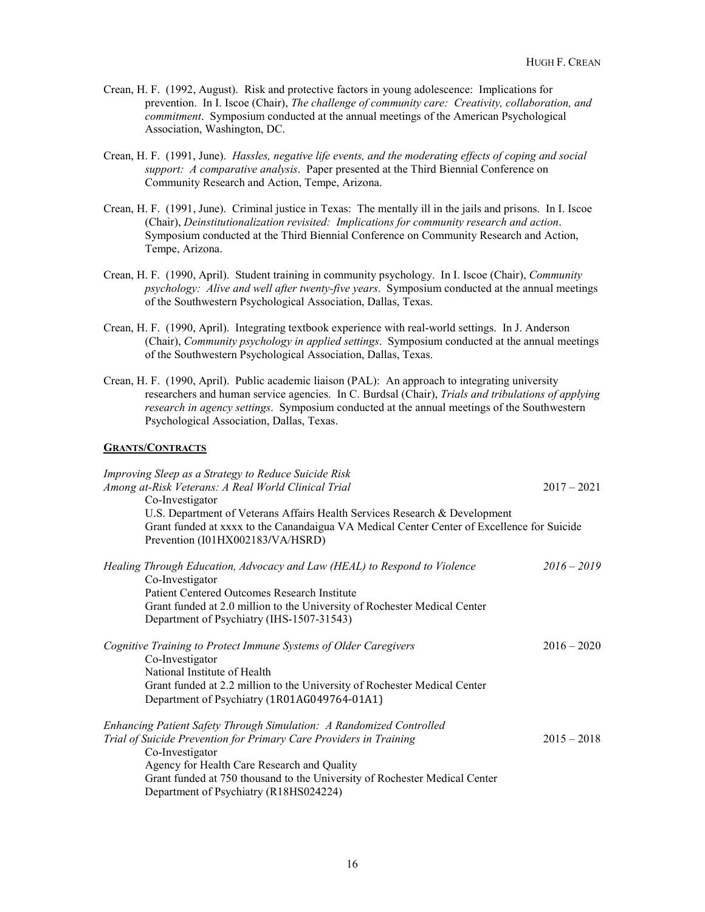Crean, H. F. (1992, August). Risk and protective factors in young adolescence: Implications for prevention. In I. Iscoe (Chair), *The challenge of community care: Creativity, collaboration, and commitment*. Symposium conducted at the annual meetings of the American Psychological Association, Washington, DC.

Crean, H. F. (1991, June). *Hassles, negative life events, and the moderating effects of coping and social support: A comparative analysis*. Paper presented at the Third Biennial Conference on Community Research and Action, Tempe, Arizona.

Crean, H. F. (1991, June). Criminal justice in Texas: The mentally ill in the jails and prisons. In I. Iscoe (Chair), *Deinstitutionalization revisited: Implications for community research and action*. Symposium conducted at the Third Biennial Conference on Community Research and Action, Tempe, Arizona.

Crean, H. F. (1990, April). Student training in community psychology. In I. Iscoe (Chair), *Community psychology: Alive and well after twenty-five years*. Symposium conducted at the annual meetings of the Southwestern Psychological Association, Dallas, Texas.

Crean, H. F. (1990, April). Integrating textbook experience with real-world settings. In J. Anderson (Chair), *Community psychology in applied settings*. Symposium conducted at the annual meetings of the Southwestern Psychological Association, Dallas, Texas.

Crean, H. F. (1990, April). Public academic liaison (PAL): An approach to integrating university researchers and human service agencies. In C. Burdsal (Chair), *Trials and tribulations of applying research in agency settings*. Symposium conducted at the annual meetings of the Southwestern Psychological Association, Dallas, Texas.

## GRANTS/CONTRACTS

*Improving Sleep as a Strategy to Reduce Suicide Risk Among at-Risk Veterans: A Real World Clinical Trial* — 2017 – 2021
Co-Investigator
U.S. Department of Veterans Affairs Health Services Research & Development
Grant funded at xxxx to the Canandaigua VA Medical Center Center of Excellence for Suicide Prevention (I01HX002183/VA/HSRD)

*Healing Through Education, Advocacy and Law (HEAL) to Respond to Violence* — *2016 – 2019*
Co-Investigator
Patient Centered Outcomes Research Institute
Grant funded at 2.0 million to the University of Rochester Medical Center Department of Psychiatry (IHS-1507-31543)

*Cognitive Training to Protect Immune Systems of Older Caregivers* — 2016 – 2020
Co-Investigator
National Institute of Health
Grant funded at 2.2 million to the University of Rochester Medical Center Department of Psychiatry (1R01AG049764-01A1)

*Enhancing Patient Safety Through Simulation: A Randomized Controlled Trial of Suicide Prevention for Primary Care Providers in Training* — 2015 – 2018
Co-Investigator
Agency for Health Care Research and Quality
Grant funded at 750 thousand to the University of Rochester Medical Center Department of Psychiatry (R18HS024224)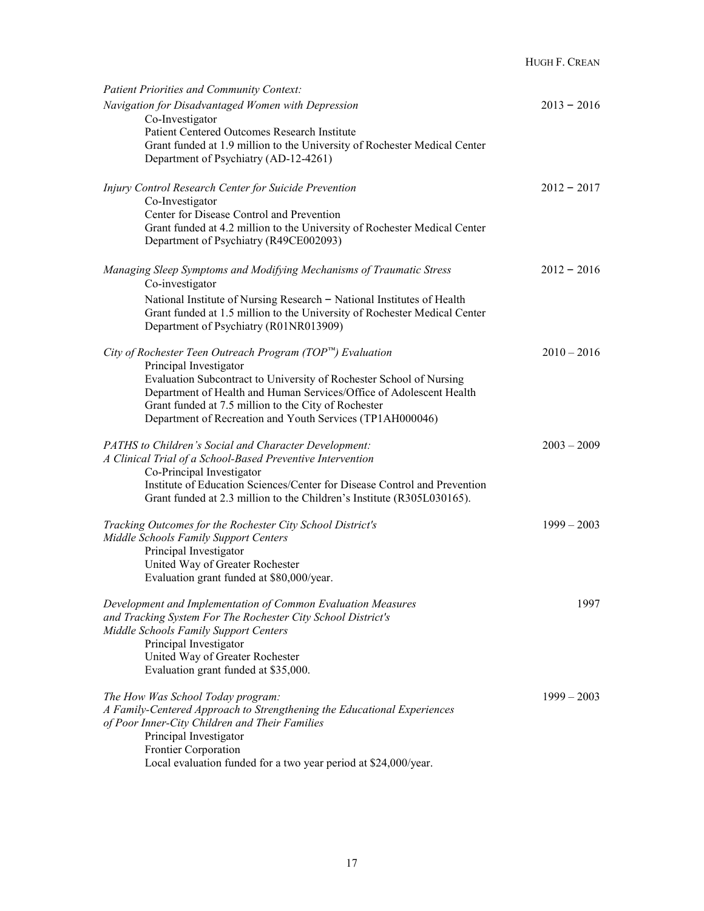*Patient Priorities and Community Context:*
*Navigation for Disadvantaged Women with Depression* 2013 – 2016
Co-Investigator
Patient Centered Outcomes Research Institute
Grant funded at 1.9 million to the University of Rochester Medical Center
Department of Psychiatry (AD-12-4261)

*Injury Control Research Center for Suicide Prevention* 2012 – 2017
Co-Investigator
Center for Disease Control and Prevention
Grant funded at 4.2 million to the University of Rochester Medical Center
Department of Psychiatry (R49CE002093)

*Managing Sleep Symptoms and Modifying Mechanisms of Traumatic Stress* 2012 – 2016
Co-investigator
National Institute of Nursing Research – National Institutes of Health
Grant funded at 1.5 million to the University of Rochester Medical Center
Department of Psychiatry (R01NR013909)

*City of Rochester Teen Outreach Program (TOP™) Evaluation* 2010 – 2016
Principal Investigator
Evaluation Subcontract to University of Rochester School of Nursing
Department of Health and Human Services/Office of Adolescent Health
Grant funded at 7.5 million to the City of Rochester
Department of Recreation and Youth Services (TP1AH000046)

*PATHS to Children's Social and Character Development:*
*A Clinical Trial of a School-Based Preventive Intervention* 2003 – 2009
Co-Principal Investigator
Institute of Education Sciences/Center for Disease Control and Prevention
Grant funded at 2.3 million to the Children's Institute (R305L030165).

*Tracking Outcomes for the Rochester City School District's*
*Middle Schools Family Support Centers* 1999 – 2003
Principal Investigator
United Way of Greater Rochester
Evaluation grant funded at $80,000/year.

*Development and Implementation of Common Evaluation Measures*
*and Tracking System For The Rochester City School District's*
*Middle Schools Family Support Centers* 1997
Principal Investigator
United Way of Greater Rochester
Evaluation grant funded at $35,000.

*The How Was School Today program:*
*A Family-Centered Approach to Strengthening the Educational Experiences*
*of Poor Inner-City Children and Their Families* 1999 – 2003
Principal Investigator
Frontier Corporation
Local evaluation funded for a two year period at $24,000/year.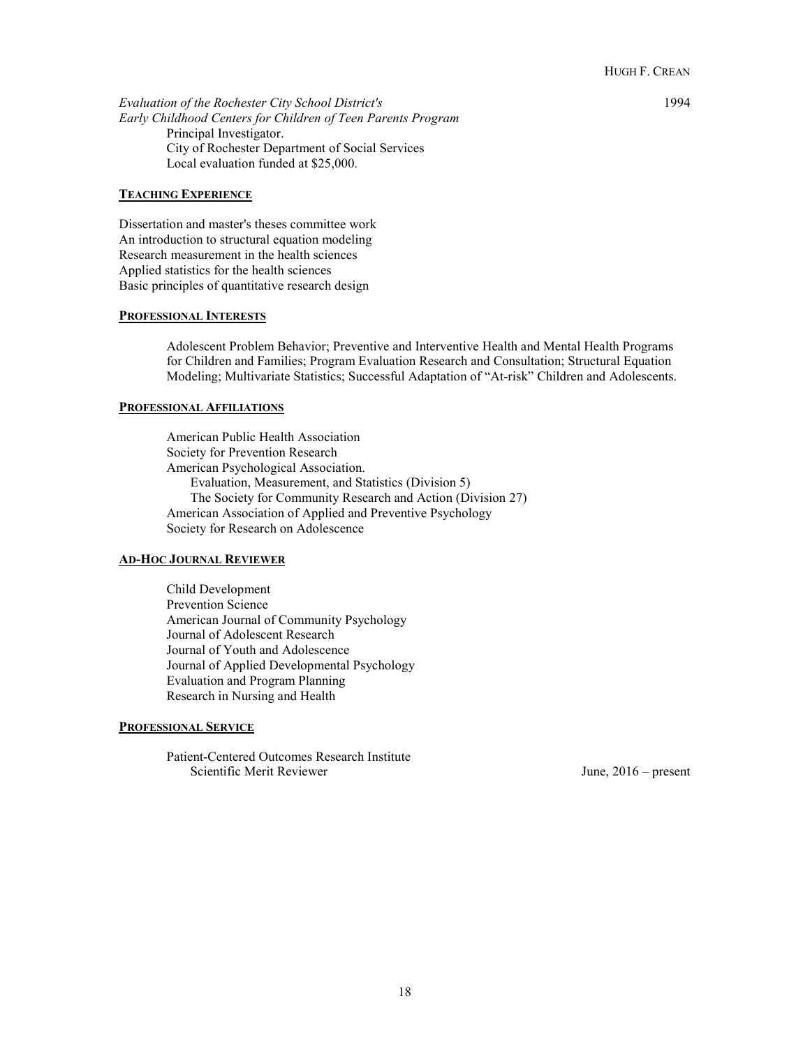*Evaluation of the Rochester City School District's Early Childhood Centers for Children of Teen Parents Program* 1994
Principal Investigator.
City of Rochester Department of Social Services
Local evaluation funded at $25,000.

## TEACHING EXPERIENCE

Dissertation and master's theses committee work
An introduction to structural equation modeling
Research measurement in the health sciences
Applied statistics for the health sciences
Basic principles of quantitative research design

## PROFESSIONAL INTERESTS

Adolescent Problem Behavior; Preventive and Interventive Health and Mental Health Programs for Children and Families; Program Evaluation Research and Consultation; Structural Equation Modeling; Multivariate Statistics; Successful Adaptation of "At-risk" Children and Adolescents.

## PROFESSIONAL AFFILIATIONS

American Public Health Association
Society for Prevention Research
American Psychological Association.
- Evaluation, Measurement, and Statistics (Division 5)
- The Society for Community Research and Action (Division 27)

American Association of Applied and Preventive Psychology
Society for Research on Adolescence

## AD-HOC JOURNAL REVIEWER

Child Development
Prevention Science
American Journal of Community Psychology
Journal of Adolescent Research
Journal of Youth and Adolescence
Journal of Applied Developmental Psychology
Evaluation and Program Planning
Research in Nursing and Health

## PROFESSIONAL SERVICE

Patient-Centered Outcomes Research Institute
- Scientific Merit Reviewer June, 2016 – present